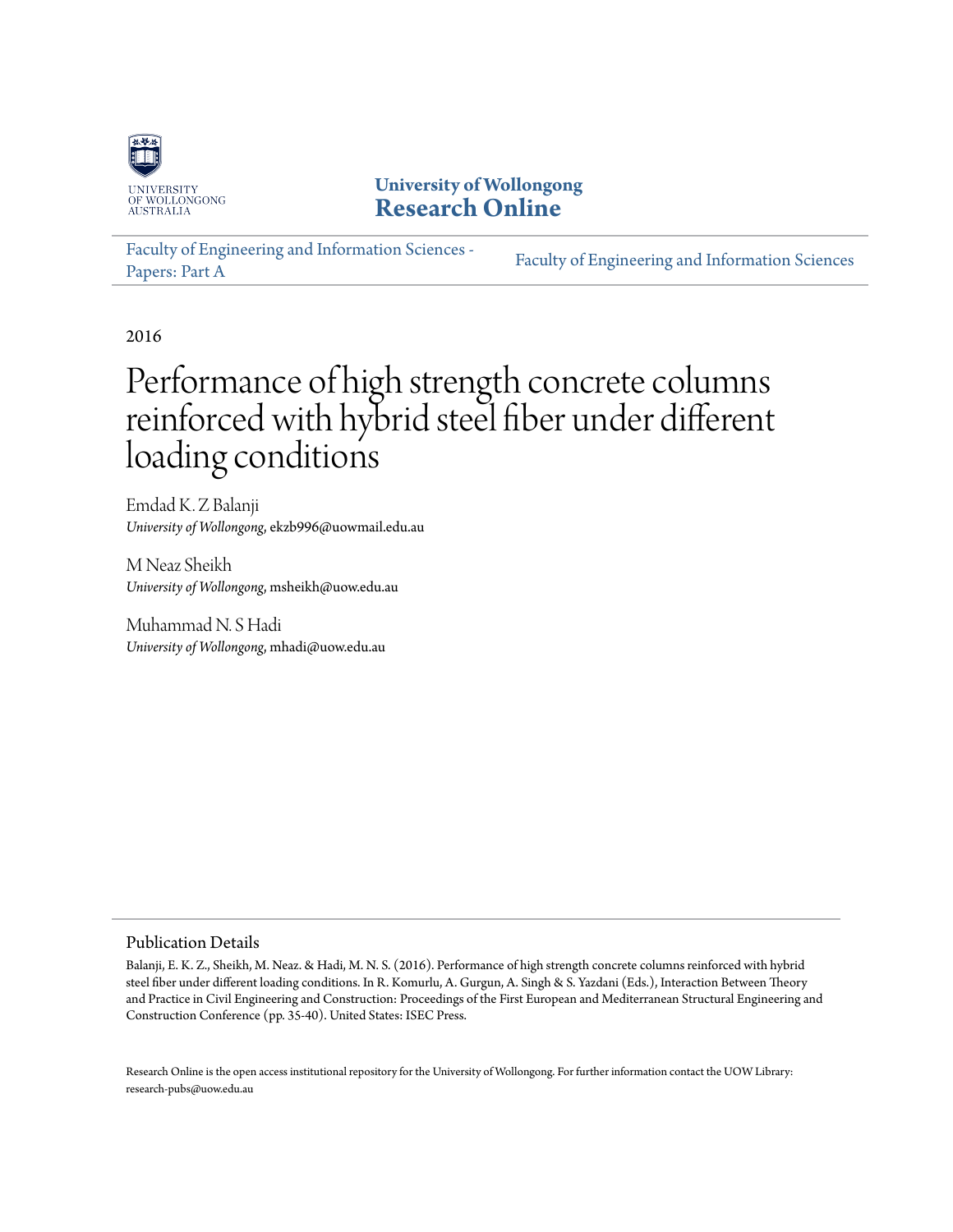University of Wollongong
**Research Online**

Faculty of Engineering and Information Sciences - Papers: Part A

Faculty of Engineering and Information Sciences

2016

# Performance of high strength concrete columns reinforced with hybrid steel fiber under different loading conditions

Emdad K. Z Balanji
*University of Wollongong*, ekzb996@uowmail.edu.au

M Neaz Sheikh
*University of Wollongong*, msheikh@uow.edu.au

Muhammad N. S Hadi
*University of Wollongong*, mhadi@uow.edu.au

## Publication Details

Balanji, E. K. Z., Sheikh, M. Neaz. & Hadi, M. N. S. (2016). Performance of high strength concrete columns reinforced with hybrid steel fiber under different loading conditions. In R. Komurlu, A. Gurgun, A. Singh & S. Yazdani (Eds.), Interaction Between Theory and Practice in Civil Engineering and Construction: Proceedings of the First European and Mediterranean Structural Engineering and Construction Conference (pp. 35-40). United States: ISEC Press.

Research Online is the open access institutional repository for the University of Wollongong. For further information contact the UOW Library: research-pubs@uow.edu.au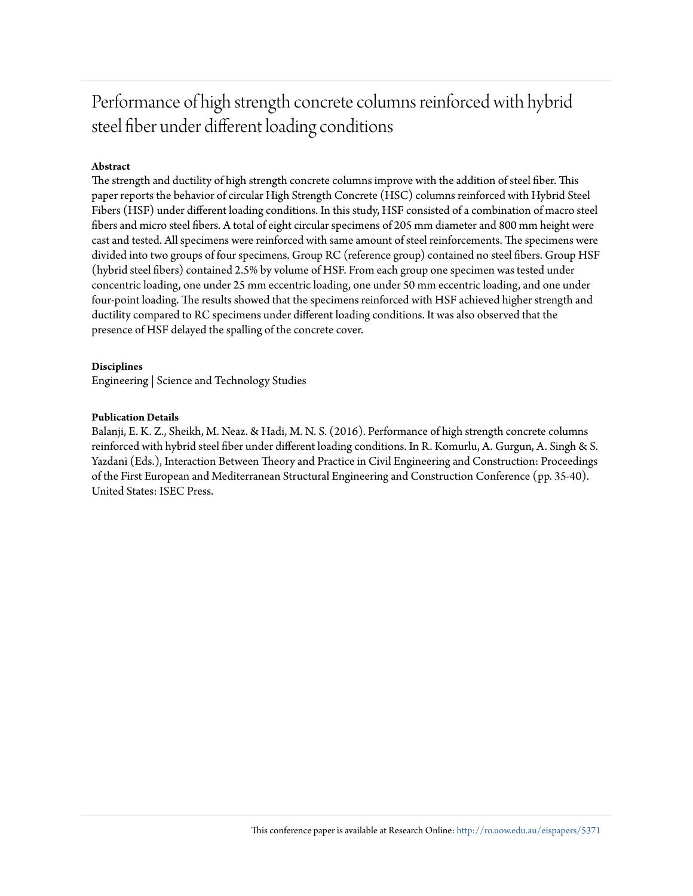# Performance of high strength concrete columns reinforced with hybrid steel fiber under different loading conditions

**Abstract**

The strength and ductility of high strength concrete columns improve with the addition of steel fiber. This paper reports the behavior of circular High Strength Concrete (HSC) columns reinforced with Hybrid Steel Fibers (HSF) under different loading conditions. In this study, HSF consisted of a combination of macro steel fibers and micro steel fibers. A total of eight circular specimens of 205 mm diameter and 800 mm height were cast and tested. All specimens were reinforced with same amount of steel reinforcements. The specimens were divided into two groups of four specimens. Group RC (reference group) contained no steel fibers. Group HSF (hybrid steel fibers) contained 2.5% by volume of HSF. From each group one specimen was tested under concentric loading, one under 25 mm eccentric loading, one under 50 mm eccentric loading, and one under four-point loading. The results showed that the specimens reinforced with HSF achieved higher strength and ductility compared to RC specimens under different loading conditions. It was also observed that the presence of HSF delayed the spalling of the concrete cover.

**Disciplines**

Engineering | Science and Technology Studies

**Publication Details**

Balanji, E. K. Z., Sheikh, M. Neaz. & Hadi, M. N. S. (2016). Performance of high strength concrete columns reinforced with hybrid steel fiber under different loading conditions. In R. Komurlu, A. Gurgun, A. Singh & S. Yazdani (Eds.), Interaction Between Theory and Practice in Civil Engineering and Construction: Proceedings of the First European and Mediterranean Structural Engineering and Construction Conference (pp. 35-40). United States: ISEC Press.

This conference paper is available at Research Online: http://ro.uow.edu.au/eispapers/5371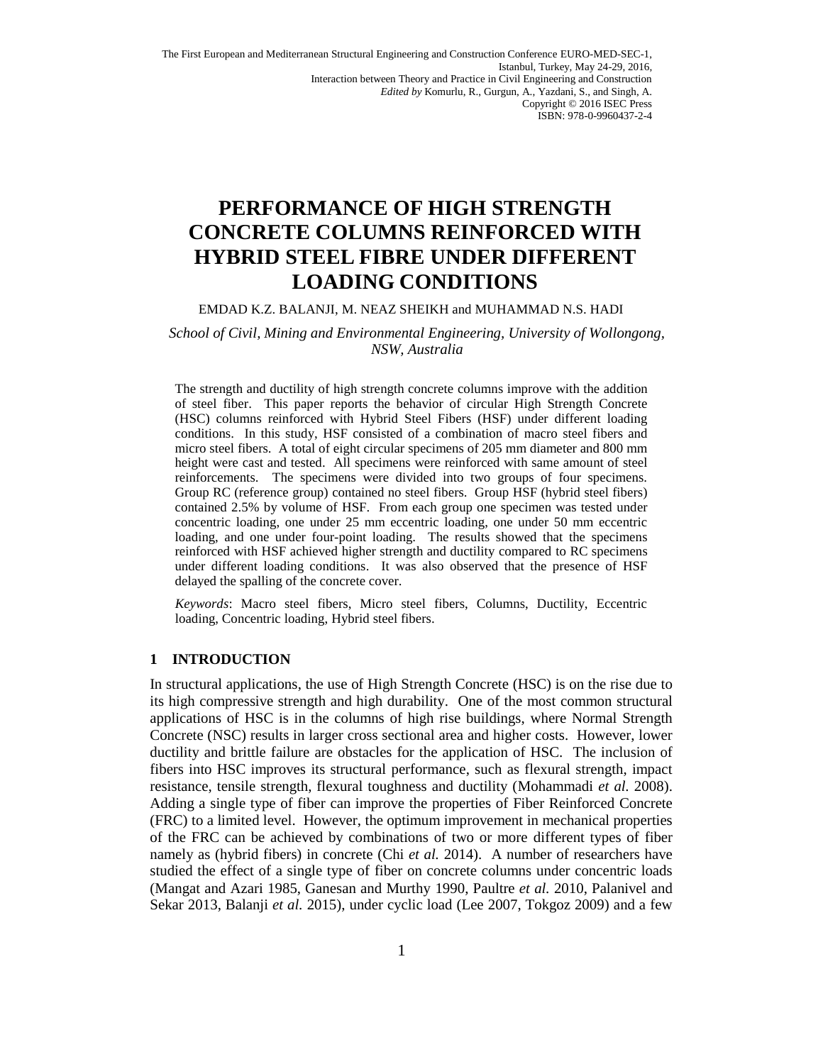# PERFORMANCE OF HIGH STRENGTH CONCRETE COLUMNS REINFORCED WITH HYBRID STEEL FIBRE UNDER DIFFERENT LOADING CONDITIONS

EMDAD K.Z. BALANJI, M. NEAZ SHEIKH and MUHAMMAD N.S. HADI

*School of Civil, Mining and Environmental Engineering, University of Wollongong, NSW, Australia*

The strength and ductility of high strength concrete columns improve with the addition of steel fiber. This paper reports the behavior of circular High Strength Concrete (HSC) columns reinforced with Hybrid Steel Fibers (HSF) under different loading conditions. In this study, HSF consisted of a combination of macro steel fibers and micro steel fibers. A total of eight circular specimens of 205 mm diameter and 800 mm height were cast and tested. All specimens were reinforced with same amount of steel reinforcements. The specimens were divided into two groups of four specimens. Group RC (reference group) contained no steel fibers. Group HSF (hybrid steel fibers) contained 2.5% by volume of HSF. From each group one specimen was tested under concentric loading, one under 25 mm eccentric loading, one under 50 mm eccentric loading, and one under four-point loading. The results showed that the specimens reinforced with HSF achieved higher strength and ductility compared to RC specimens under different loading conditions. It was also observed that the presence of HSF delayed the spalling of the concrete cover.

*Keywords*: Macro steel fibers, Micro steel fibers, Columns, Ductility, Eccentric loading, Concentric loading, Hybrid steel fibers.

## 1 INTRODUCTION

In structural applications, the use of High Strength Concrete (HSC) is on the rise due to its high compressive strength and high durability. One of the most common structural applications of HSC is in the columns of high rise buildings, where Normal Strength Concrete (NSC) results in larger cross sectional area and higher costs. However, lower ductility and brittle failure are obstacles for the application of HSC. The inclusion of fibers into HSC improves its structural performance, such as flexural strength, impact resistance, tensile strength, flexural toughness and ductility (Mohammadi *et al.* 2008). Adding a single type of fiber can improve the properties of Fiber Reinforced Concrete (FRC) to a limited level. However, the optimum improvement in mechanical properties of the FRC can be achieved by combinations of two or more different types of fiber namely as (hybrid fibers) in concrete (Chi *et al.* 2014). A number of researchers have studied the effect of a single type of fiber on concrete columns under concentric loads (Mangat and Azari 1985, Ganesan and Murthy 1990, Paultre *et al.* 2010, Palanivel and Sekar 2013, Balanji *et al.* 2015), under cyclic load (Lee 2007, Tokgoz 2009) and a few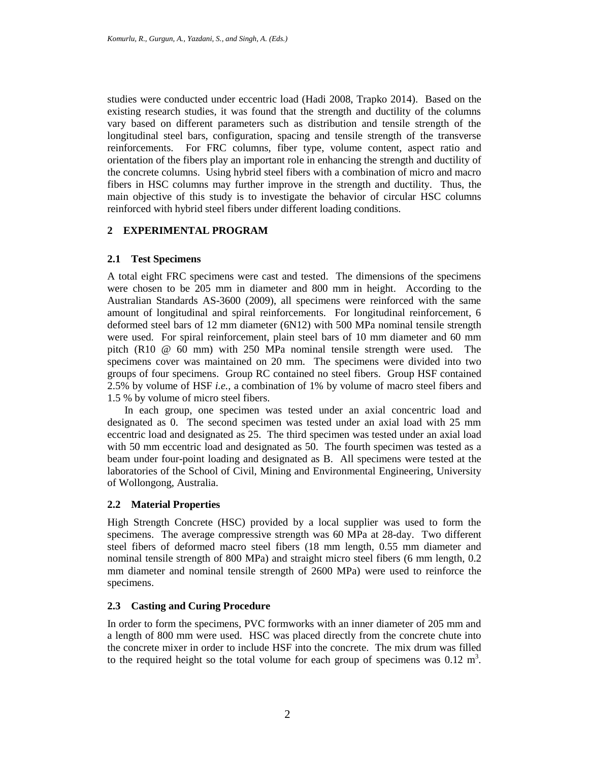studies were conducted under eccentric load (Hadi 2008, Trapko 2014). Based on the existing research studies, it was found that the strength and ductility of the columns vary based on different parameters such as distribution and tensile strength of the longitudinal steel bars, configuration, spacing and tensile strength of the transverse reinforcements. For FRC columns, fiber type, volume content, aspect ratio and orientation of the fibers play an important role in enhancing the strength and ductility of the concrete columns. Using hybrid steel fibers with a combination of micro and macro fibers in HSC columns may further improve in the strength and ductility. Thus, the main objective of this study is to investigate the behavior of circular HSC columns reinforced with hybrid steel fibers under different loading conditions.

## 2 EXPERIMENTAL PROGRAM

### 2.1 Test Specimens

A total eight FRC specimens were cast and tested. The dimensions of the specimens were chosen to be 205 mm in diameter and 800 mm in height. According to the Australian Standards AS-3600 (2009), all specimens were reinforced with the same amount of longitudinal and spiral reinforcements. For longitudinal reinforcement, 6 deformed steel bars of 12 mm diameter (6N12) with 500 MPa nominal tensile strength were used. For spiral reinforcement, plain steel bars of 10 mm diameter and 60 mm pitch (R10 @ 60 mm) with 250 MPa nominal tensile strength were used. The specimens cover was maintained on 20 mm. The specimens were divided into two groups of four specimens. Group RC contained no steel fibers. Group HSF contained 2.5% by volume of HSF *i.e.*, a combination of 1% by volume of macro steel fibers and 1.5 % by volume of micro steel fibers.

In each group, one specimen was tested under an axial concentric load and designated as 0. The second specimen was tested under an axial load with 25 mm eccentric load and designated as 25. The third specimen was tested under an axial load with 50 mm eccentric load and designated as 50. The fourth specimen was tested as a beam under four-point loading and designated as B. All specimens were tested at the laboratories of the School of Civil, Mining and Environmental Engineering, University of Wollongong, Australia.

### 2.2 Material Properties

High Strength Concrete (HSC) provided by a local supplier was used to form the specimens. The average compressive strength was 60 MPa at 28-day. Two different steel fibers of deformed macro steel fibers (18 mm length, 0.55 mm diameter and nominal tensile strength of 800 MPa) and straight micro steel fibers (6 mm length, 0.2 mm diameter and nominal tensile strength of 2600 MPa) were used to reinforce the specimens.

### 2.3 Casting and Curing Procedure

In order to form the specimens, PVC formworks with an inner diameter of 205 mm and a length of 800 mm were used. HSC was placed directly from the concrete chute into the concrete mixer in order to include HSF into the concrete. The mix drum was filled to the required height so the total volume for each group of specimens was 0.12 $m^3$.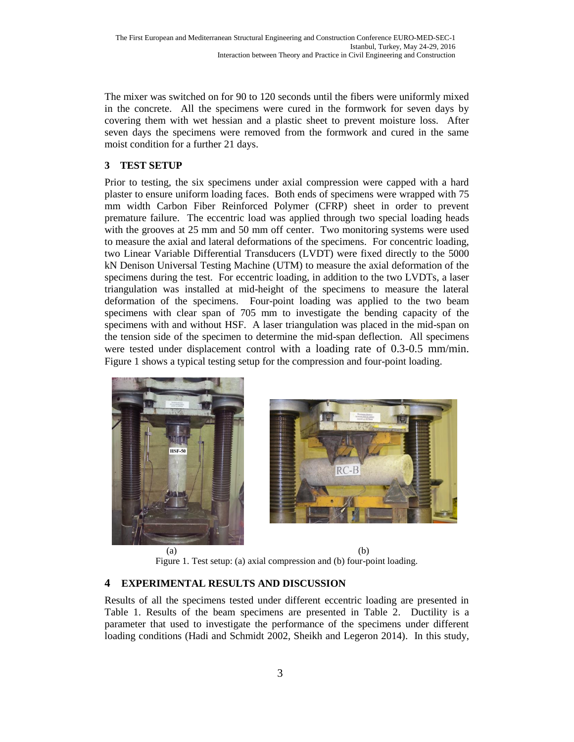The mixer was switched on for 90 to 120 seconds until the fibers were uniformly mixed in the concrete. All the specimens were cured in the formwork for seven days by covering them with wet hessian and a plastic sheet to prevent moisture loss. After seven days the specimens were removed from the formwork and cured in the same moist condition for a further 21 days.

## 3 TEST SETUP

Prior to testing, the six specimens under axial compression were capped with a hard plaster to ensure uniform loading faces. Both ends of specimens were wrapped with 75 mm width Carbon Fiber Reinforced Polymer (CFRP) sheet in order to prevent premature failure. The eccentric load was applied through two special loading heads with the grooves at 25 mm and 50 mm off center. Two monitoring systems were used to measure the axial and lateral deformations of the specimens. For concentric loading, two Linear Variable Differential Transducers (LVDT) were fixed directly to the 5000 kN Denison Universal Testing Machine (UTM) to measure the axial deformation of the specimens during the test. For eccentric loading, in addition to the two LVDTs, a laser triangulation was installed at mid-height of the specimens to measure the lateral deformation of the specimens. Four-point loading was applied to the two beam specimens with clear span of 705 mm to investigate the bending capacity of the specimens with and without HSF. A laser triangulation was placed in the mid-span on the tension side of the specimen to determine the mid-span deflection. All specimens were tested under displacement control with a loading rate of 0.3-0.5 mm/min. Figure 1 shows a typical testing setup for the compression and four-point loading.

(a) (b)

Figure 1. Test setup: (a) axial compression and (b) four-point loading.

## 4 EXPERIMENTAL RESULTS AND DISCUSSION

Results of all the specimens tested under different eccentric loading are presented in Table 1. Results of the beam specimens are presented in Table 2. Ductility is a parameter that used to investigate the performance of the specimens under different loading conditions (Hadi and Schmidt 2002, Sheikh and Legeron 2014). In this study,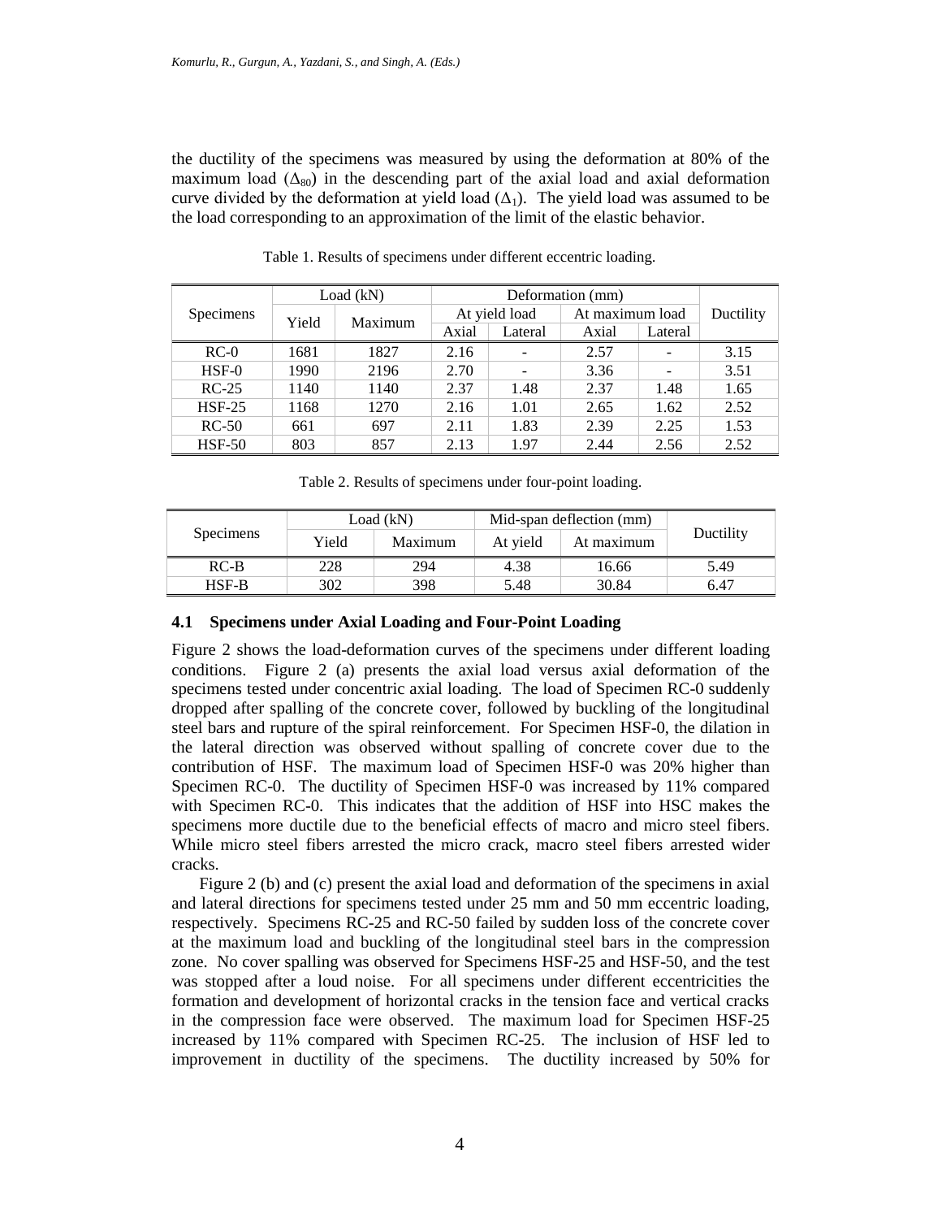the ductility of the specimens was measured by using the deformation at 80% of the maximum load ($\Delta_{80}$) in the descending part of the axial load and axial deformation curve divided by the deformation at yield load ($\Delta_1$). The yield load was assumed to be the load corresponding to an approximation of the limit of the elastic behavior.

Table 1. Results of specimens under different eccentric loading.

| Specimens | Load (kN) | | Deformation (mm) | | | | Ductility |
|---|---|---|---|---|---|---|---|
| | Yield | Maximum | At yield load | | At maximum load | | |
| | | | Axial | Lateral | Axial | Lateral | |
| RC-0 | 1681 | 1827 | 2.16 | - | 2.57 | - | 3.15 |
| HSF-0 | 1990 | 2196 | 2.70 | - | 3.36 | - | 3.51 |
| RC-25 | 1140 | 1140 | 2.37 | 1.48 | 2.37 | 1.48 | 1.65 |
| HSF-25 | 1168 | 1270 | 2.16 | 1.01 | 2.65 | 1.62 | 2.52 |
| RC-50 | 661 | 697 | 2.11 | 1.83 | 2.39 | 2.25 | 1.53 |
| HSF-50 | 803 | 857 | 2.13 | 1.97 | 2.44 | 2.56 | 2.52 |

Table 2. Results of specimens under four-point loading.

| Specimens | Load (kN) | | Mid-span deflection (mm) | | Ductility |
|---|---|---|---|---|---|
| | Yield | Maximum | At yield | At maximum | |
| RC-B | 228 | 294 | 4.38 | 16.66 | 5.49 |
| HSF-B | 302 | 398 | 5.48 | 30.84 | 6.47 |

### 4.1 Specimens under Axial Loading and Four-Point Loading

Figure 2 shows the load-deformation curves of the specimens under different loading conditions. Figure 2 (a) presents the axial load versus axial deformation of the specimens tested under concentric axial loading. The load of Specimen RC-0 suddenly dropped after spalling of the concrete cover, followed by buckling of the longitudinal steel bars and rupture of the spiral reinforcement. For Specimen HSF-0, the dilation in the lateral direction was observed without spalling of concrete cover due to the contribution of HSF. The maximum load of Specimen HSF-0 was 20% higher than Specimen RC-0. The ductility of Specimen HSF-0 was increased by 11% compared with Specimen RC-0. This indicates that the addition of HSF into HSC makes the specimens more ductile due to the beneficial effects of macro and micro steel fibers. While micro steel fibers arrested the micro crack, macro steel fibers arrested wider cracks.

Figure 2 (b) and (c) present the axial load and deformation of the specimens in axial and lateral directions for specimens tested under 25 mm and 50 mm eccentric loading, respectively. Specimens RC-25 and RC-50 failed by sudden loss of the concrete cover at the maximum load and buckling of the longitudinal steel bars in the compression zone. No cover spalling was observed for Specimens HSF-25 and HSF-50, and the test was stopped after a loud noise. For all specimens under different eccentricities the formation and development of horizontal cracks in the tension face and vertical cracks in the compression face were observed. The maximum load for Specimen HSF-25 increased by 11% compared with Specimen RC-25. The inclusion of HSF led to improvement in ductility of the specimens. The ductility increased by 50% for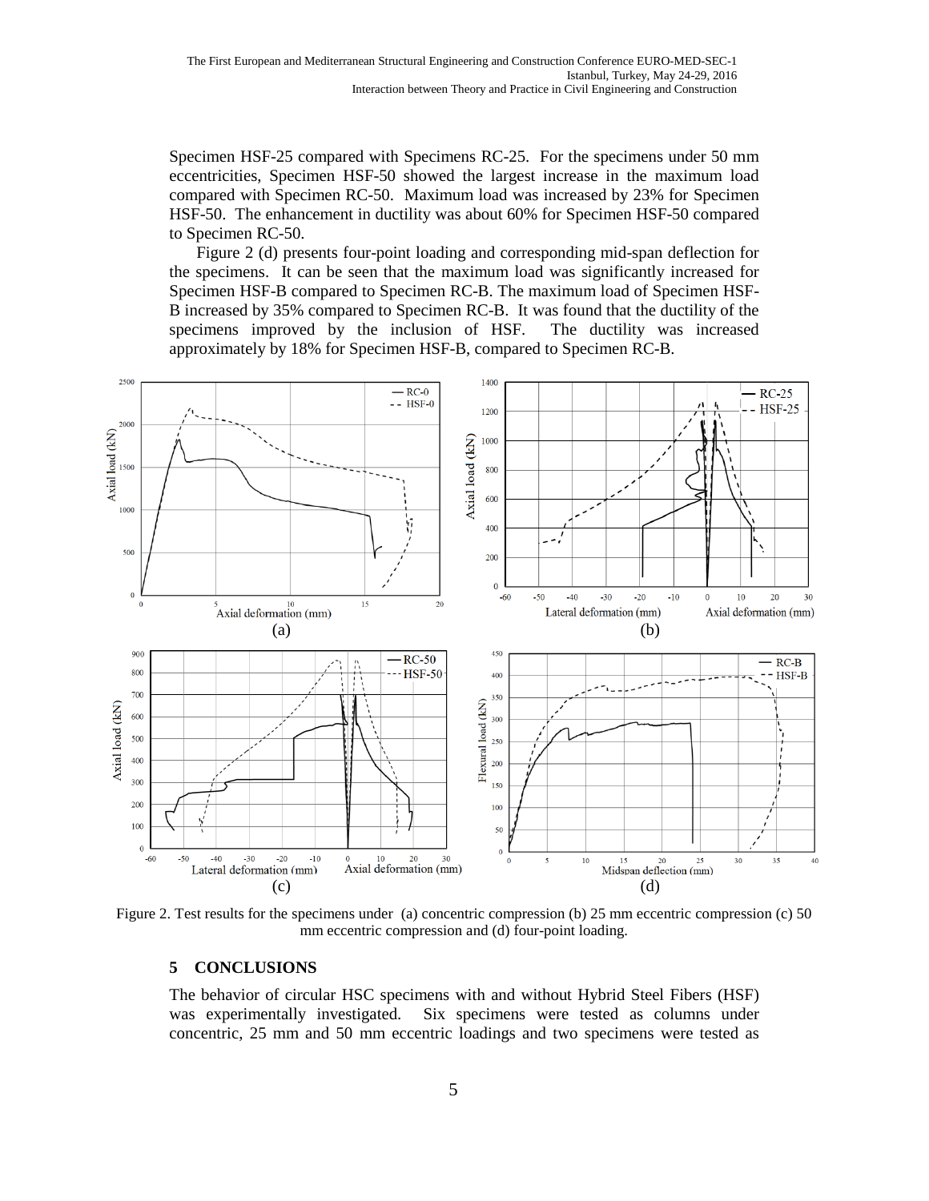Specimen HSF-25 compared with Specimens RC-25. For the specimens under 50 mm eccentricities, Specimen HSF-50 showed the largest increase in the maximum load compared with Specimen RC-50. Maximum load was increased by 23% for Specimen HSF-50. The enhancement in ductility was about 60% for Specimen HSF-50 compared to Specimen RC-50.

Figure 2 (d) presents four-point loading and corresponding mid-span deflection for the specimens. It can be seen that the maximum load was significantly increased for Specimen HSF-B compared to Specimen RC-B. The maximum load of Specimen HSF-B increased by 35% compared to Specimen RC-B. It was found that the ductility of the specimens improved by the inclusion of HSF. The ductility was increased approximately by 18% for Specimen HSF-B, compared to Specimen RC-B.

Figure 2. Test results for the specimens under (a) concentric compression (b) 25 mm eccentric compression (c) 50 mm eccentric compression and (d) four-point loading.

## 5 CONCLUSIONS

The behavior of circular HSC specimens with and without Hybrid Steel Fibers (HSF) was experimentally investigated. Six specimens were tested as columns under concentric, 25 mm and 50 mm eccentric loadings and two specimens were tested as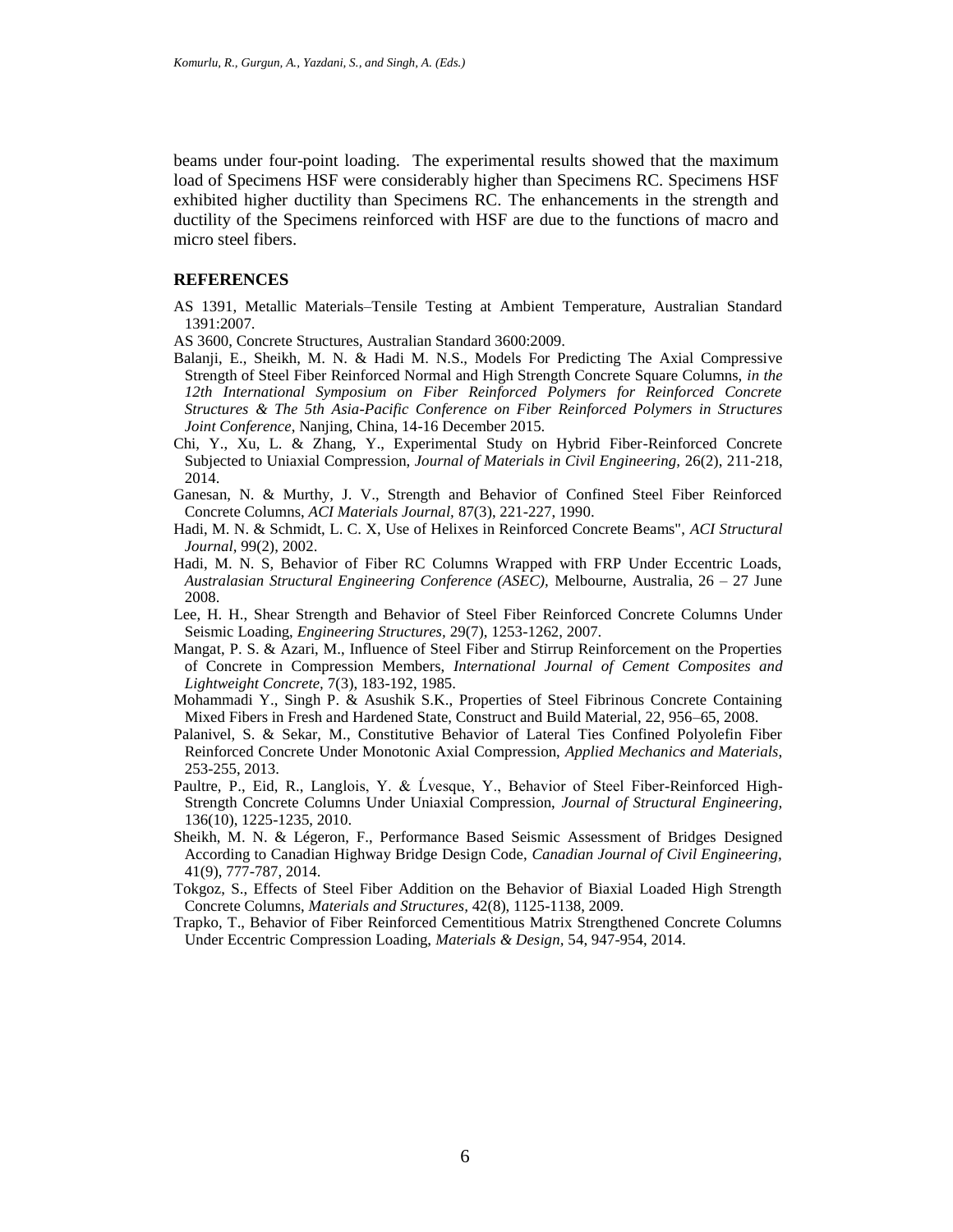beams under four-point loading. The experimental results showed that the maximum load of Specimens HSF were considerably higher than Specimens RC. Specimens HSF exhibited higher ductility than Specimens RC. The enhancements in the strength and ductility of the Specimens reinforced with HSF are due to the functions of macro and micro steel fibers.

## REFERENCES

AS 1391, Metallic Materials–Tensile Testing at Ambient Temperature, Australian Standard 1391:2007.

AS 3600, Concrete Structures, Australian Standard 3600:2009.

Balanji, E., Sheikh, M. N. & Hadi M. N.S., Models For Predicting The Axial Compressive Strength of Steel Fiber Reinforced Normal and High Strength Concrete Square Columns, *in the 12th International Symposium on Fiber Reinforced Polymers for Reinforced Concrete Structures & The 5th Asia-Pacific Conference on Fiber Reinforced Polymers in Structures Joint Conference*, Nanjing, China, 14-16 December 2015.

Chi, Y., Xu, L. & Zhang, Y., Experimental Study on Hybrid Fiber-Reinforced Concrete Subjected to Uniaxial Compression, *Journal of Materials in Civil Engineering*, 26(2), 211-218, 2014.

Ganesan, N. & Murthy, J. V., Strength and Behavior of Confined Steel Fiber Reinforced Concrete Columns, *ACI Materials Journal*, 87(3), 221-227, 1990.

Hadi, M. N. & Schmidt, L. C. X, Use of Helixes in Reinforced Concrete Beams", *ACI Structural Journal*, 99(2), 2002.

Hadi, M. N. S, Behavior of Fiber RC Columns Wrapped with FRP Under Eccentric Loads, *Australasian Structural Engineering Conference (ASEC)*, Melbourne, Australia, 26 – 27 June 2008.

Lee, H. H., Shear Strength and Behavior of Steel Fiber Reinforced Concrete Columns Under Seismic Loading, *Engineering Structures*, 29(7), 1253-1262, 2007.

Mangat, P. S. & Azari, M., Influence of Steel Fiber and Stirrup Reinforcement on the Properties of Concrete in Compression Members, *International Journal of Cement Composites and Lightweight Concrete*, 7(3), 183-192, 1985.

Mohammadi Y., Singh P. & Asushik S.K., Properties of Steel Fibrinous Concrete Containing Mixed Fibers in Fresh and Hardened State, Construct and Build Material, 22, 956–65, 2008.

Palanivel, S. & Sekar, M., Constitutive Behavior of Lateral Ties Confined Polyolefin Fiber Reinforced Concrete Under Monotonic Axial Compression, *Applied Mechanics and Materials*, 253-255, 2013.

Paultre, P., Eid, R., Langlois, Y. & Ĺvesque, Y., Behavior of Steel Fiber-Reinforced High-Strength Concrete Columns Under Uniaxial Compression, *Journal of Structural Engineering*, 136(10), 1225-1235, 2010.

Sheikh, M. N. & Légeron, F., Performance Based Seismic Assessment of Bridges Designed According to Canadian Highway Bridge Design Code, *Canadian Journal of Civil Engineering*, 41(9), 777-787, 2014.

Tokgoz, S., Effects of Steel Fiber Addition on the Behavior of Biaxial Loaded High Strength Concrete Columns, *Materials and Structures*, 42(8), 1125-1138, 2009.

Trapko, T., Behavior of Fiber Reinforced Cementitious Matrix Strengthened Concrete Columns Under Eccentric Compression Loading, *Materials & Design*, 54, 947-954, 2014.